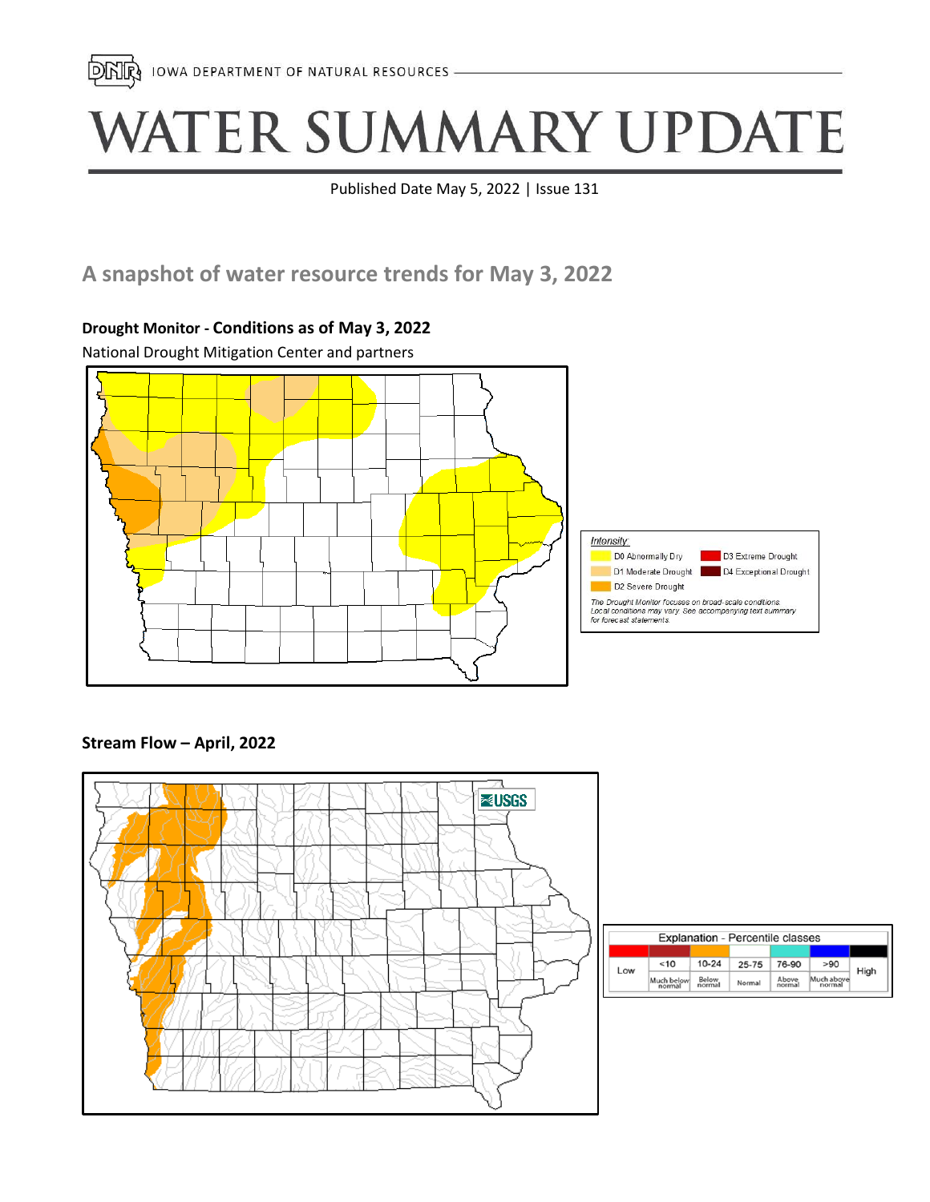IOWA DEPARTMENT OF NATURAL RESOURCES

# WATER SUMMARY UPDATE

Published Date May 5, 2022 | Issue 131

## A snapshot of water resource trends for May 3, 2022

### Drought Monitor - Conditions as of May 3, 2022

National Drought Mitigation Center and partners

*Intensity:*

- D0 Abnormally Dry
- D1 Moderate Drought
- D2 Severe Drought
- D3 Extreme Drought
- D4 Exceptional Drought

*The Drought Monitor focuses on broad-scale conditions. Local conditions may vary. See accompanying text summary for forecast statements.*

### Stream Flow – April, 2022

USGS

| Explanation - Percentile classes | | | | | | |
|---|---|---|---|---|---|---|
| Low | <10 | 10-24 | 25-75 | 76-90 | >90 | High |
| | Much below normal | Below normal | Normal | Above normal | Much above normal | |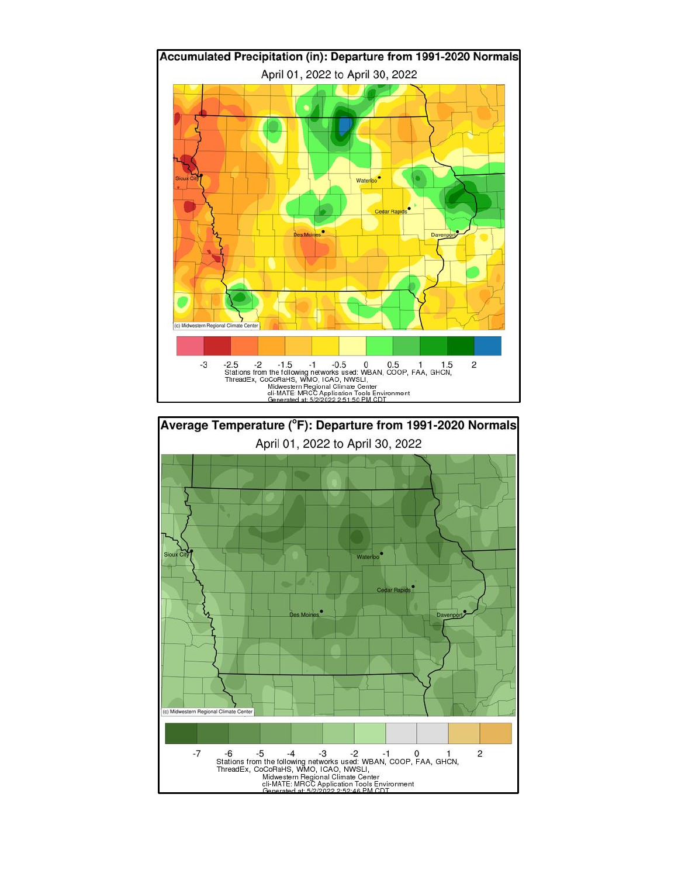## Accumulated Precipitation (in): Departure from 1991-2020 Normals

April 01, 2022 to April 30, 2022

Sioux City, Waterloo, Cedar Rapids, Des Moines, Davenport

(c) Midwestern Regional Climate Center

-3 -2.5 -2 -1.5 -1 -0.5 0 0.5 1 1.5 2

Stations from the following networks used: WBAN, COOP, FAA, GHCN, ThreadEx, CoCoRaHS, WMO, ICAO, NWSLI,
Midwestern Regional Climate Center
cli-MATE: MRCC Application Tools Environment
Generated at: 5/2/2022 2:51:50 PM CDT

## Average Temperature (°F): Departure from 1991-2020 Normals

April 01, 2022 to April 30, 2022

Sioux City, Waterloo, Cedar Rapids, Des Moines, Davenport

(c) Midwestern Regional Climate Center

-7 -6 -5 -4 -3 -2 -1 0 1 2

Stations from the following networks used: WBAN, COOP, FAA, GHCN, ThreadEx, CoCoRaHS, WMO, ICAO, NWSLI,
Midwestern Regional Climate Center
cli-MATE: MRCC Application Tools Environment
Generated at: 5/2/2022 2:52:46 PM CDT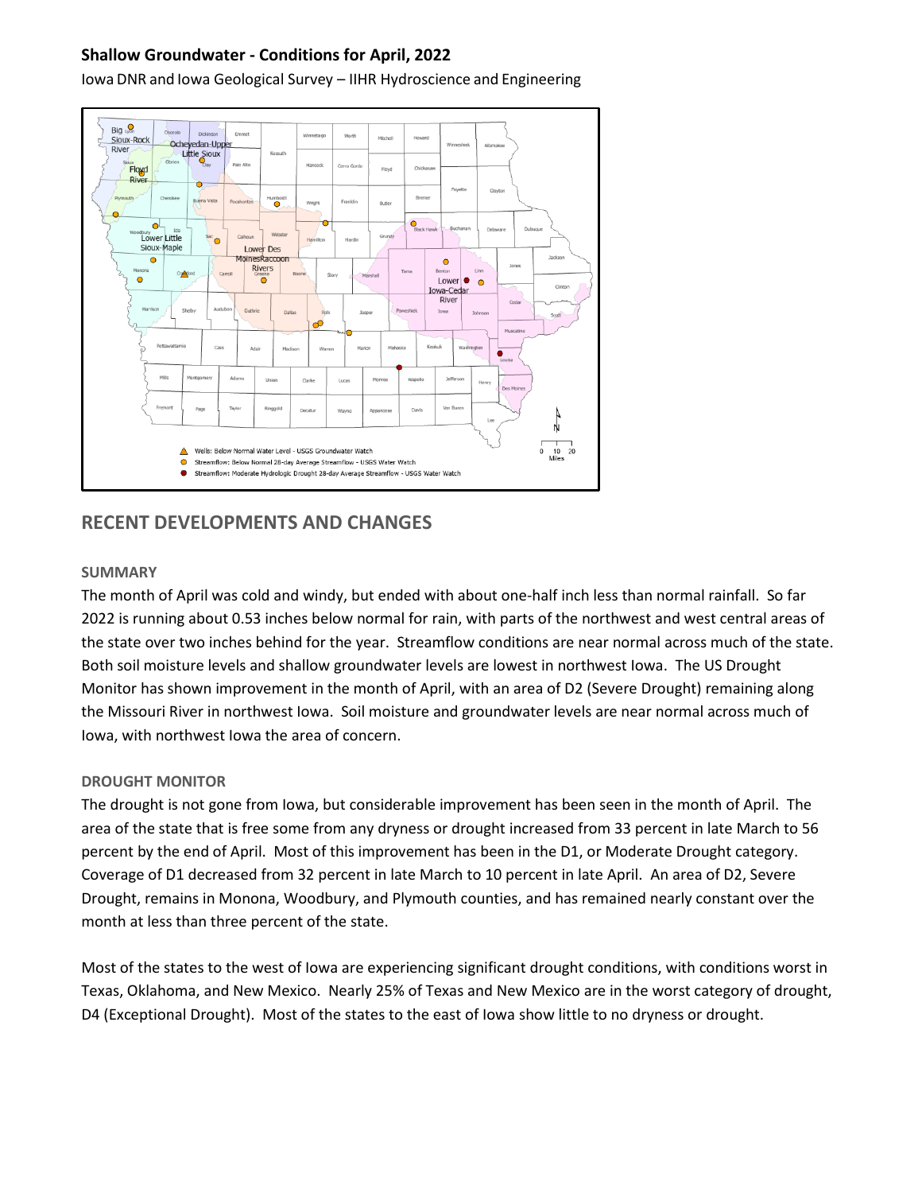## Shallow Groundwater - Conditions for April, 2022

Iowa DNR and Iowa Geological Survey – IIHR Hydroscience and Engineering

# RECENT DEVELOPMENTS AND CHANGES

### SUMMARY

The month of April was cold and windy, but ended with about one-half inch less than normal rainfall. So far 2022 is running about 0.53 inches below normal for rain, with parts of the northwest and west central areas of the state over two inches behind for the year. Streamflow conditions are near normal across much of the state. Both soil moisture levels and shallow groundwater levels are lowest in northwest Iowa. The US Drought Monitor has shown improvement in the month of April, with an area of D2 (Severe Drought) remaining along the Missouri River in northwest Iowa. Soil moisture and groundwater levels are near normal across much of Iowa, with northwest Iowa the area of concern.

### DROUGHT MONITOR

The drought is not gone from Iowa, but considerable improvement has been seen in the month of April. The area of the state that is free some from any dryness or drought increased from 33 percent in late March to 56 percent by the end of April. Most of this improvement has been in the D1, or Moderate Drought category. Coverage of D1 decreased from 32 percent in late March to 10 percent in late April. An area of D2, Severe Drought, remains in Monona, Woodbury, and Plymouth counties, and has remained nearly constant over the month at less than three percent of the state.

Most of the states to the west of Iowa are experiencing significant drought conditions, with conditions worst in Texas, Oklahoma, and New Mexico. Nearly 25% of Texas and New Mexico are in the worst category of drought, D4 (Exceptional Drought). Most of the states to the east of Iowa show little to no dryness or drought.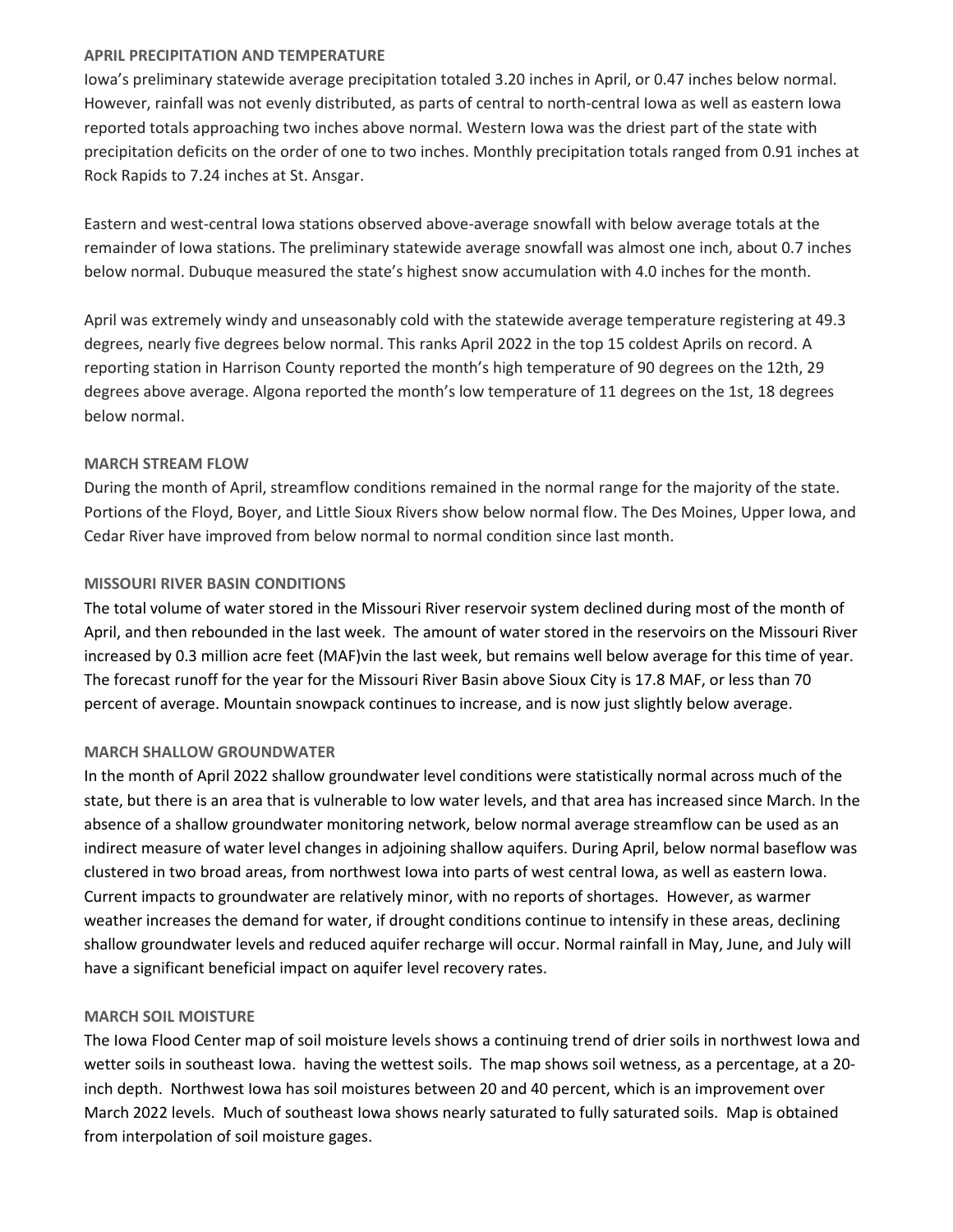**APRIL PRECIPITATION AND TEMPERATURE**

Iowa's preliminary statewide average precipitation totaled 3.20 inches in April, or 0.47 inches below normal. However, rainfall was not evenly distributed, as parts of central to north-central Iowa as well as eastern Iowa reported totals approaching two inches above normal. Western Iowa was the driest part of the state with precipitation deficits on the order of one to two inches. Monthly precipitation totals ranged from 0.91 inches at Rock Rapids to 7.24 inches at St. Ansgar.

Eastern and west-central Iowa stations observed above-average snowfall with below average totals at the remainder of Iowa stations. The preliminary statewide average snowfall was almost one inch, about 0.7 inches below normal. Dubuque measured the state's highest snow accumulation with 4.0 inches for the month.

April was extremely windy and unseasonably cold with the statewide average temperature registering at 49.3 degrees, nearly five degrees below normal. This ranks April 2022 in the top 15 coldest Aprils on record. A reporting station in Harrison County reported the month's high temperature of 90 degrees on the 12th, 29 degrees above average. Algona reported the month's low temperature of 11 degrees on the 1st, 18 degrees below normal.

**MARCH STREAM FLOW**

During the month of April, streamflow conditions remained in the normal range for the majority of the state. Portions of the Floyd, Boyer, and Little Sioux Rivers show below normal flow. The Des Moines, Upper Iowa, and Cedar River have improved from below normal to normal condition since last month.

**MISSOURI RIVER BASIN CONDITIONS**

The total volume of water stored in the Missouri River reservoir system declined during most of the month of April, and then rebounded in the last week. The amount of water stored in the reservoirs on the Missouri River increased by 0.3 million acre feet (MAF)vin the last week, but remains well below average for this time of year. The forecast runoff for the year for the Missouri River Basin above Sioux City is 17.8 MAF, or less than 70 percent of average. Mountain snowpack continues to increase, and is now just slightly below average.

**MARCH SHALLOW GROUNDWATER**

In the month of April 2022 shallow groundwater level conditions were statistically normal across much of the state, but there is an area that is vulnerable to low water levels, and that area has increased since March. In the absence of a shallow groundwater monitoring network, below normal average streamflow can be used as an indirect measure of water level changes in adjoining shallow aquifers. During April, below normal baseflow was clustered in two broad areas, from northwest Iowa into parts of west central Iowa, as well as eastern Iowa. Current impacts to groundwater are relatively minor, with no reports of shortages. However, as warmer weather increases the demand for water, if drought conditions continue to intensify in these areas, declining shallow groundwater levels and reduced aquifer recharge will occur. Normal rainfall in May, June, and July will have a significant beneficial impact on aquifer level recovery rates.

**MARCH SOIL MOISTURE**

The Iowa Flood Center map of soil moisture levels shows a continuing trend of drier soils in northwest Iowa and wetter soils in southeast Iowa. having the wettest soils. The map shows soil wetness, as a percentage, at a 20-inch depth. Northwest Iowa has soil moistures between 20 and 40 percent, which is an improvement over March 2022 levels. Much of southeast Iowa shows nearly saturated to fully saturated soils. Map is obtained from interpolation of soil moisture gages.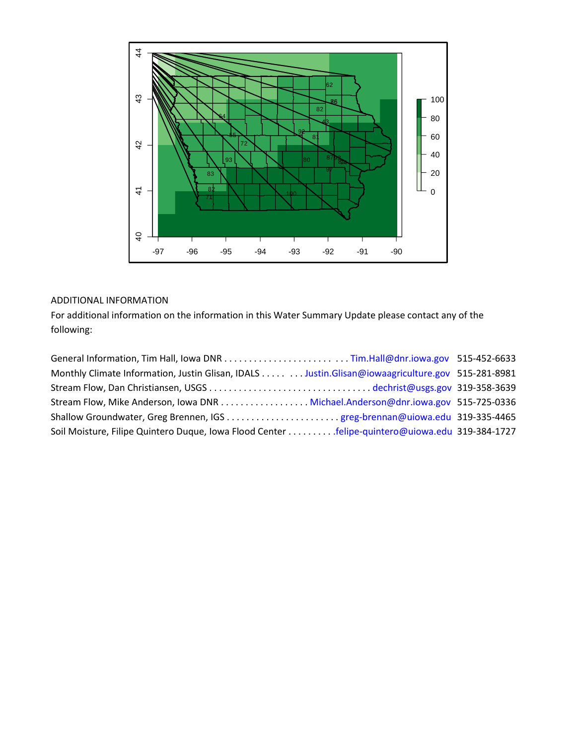44

43

42

41

40

-97 -96 -95 -94 -93 -92 -91 -90

62 86 82 64 43 92 81 55 72 93 80 87 92 84 83 97 82 100 71

100

80

60

40

20

0

ADDITIONAL INFORMATION

For additional information on the information in this Water Summary Update please contact any of the following:

General Information, Tim Hall, Iowa DNR . . . . . . . . . . . . . . . . . . . . . . . . . . Tim.Hall@dnr.iowa.gov 515-452-6633
Monthly Climate Information, Justin Glisan, IDALS . . . . . . . . Justin.Glisan@iowaagriculture.gov 515-281-8981
Stream Flow, Dan Christiansen, USGS . . . . . . . . . . . . . . . . . . . . . . . . . . . . . . . . dechrist@usgs.gov 319-358-3639
Stream Flow, Mike Anderson, Iowa DNR . . . . . . . . . . . . . . . . . . Michael.Anderson@dnr.iowa.gov 515-725-0336
Shallow Groundwater, Greg Brennen, IGS . . . . . . . . . . . . . . . . . . . . . . . greg-brennan@uiowa.edu 319-335-4465
Soil Moisture, Filipe Quintero Duque, Iowa Flood Center . . . . . . . . . .felipe-quintero@uiowa.edu 319-384-1727